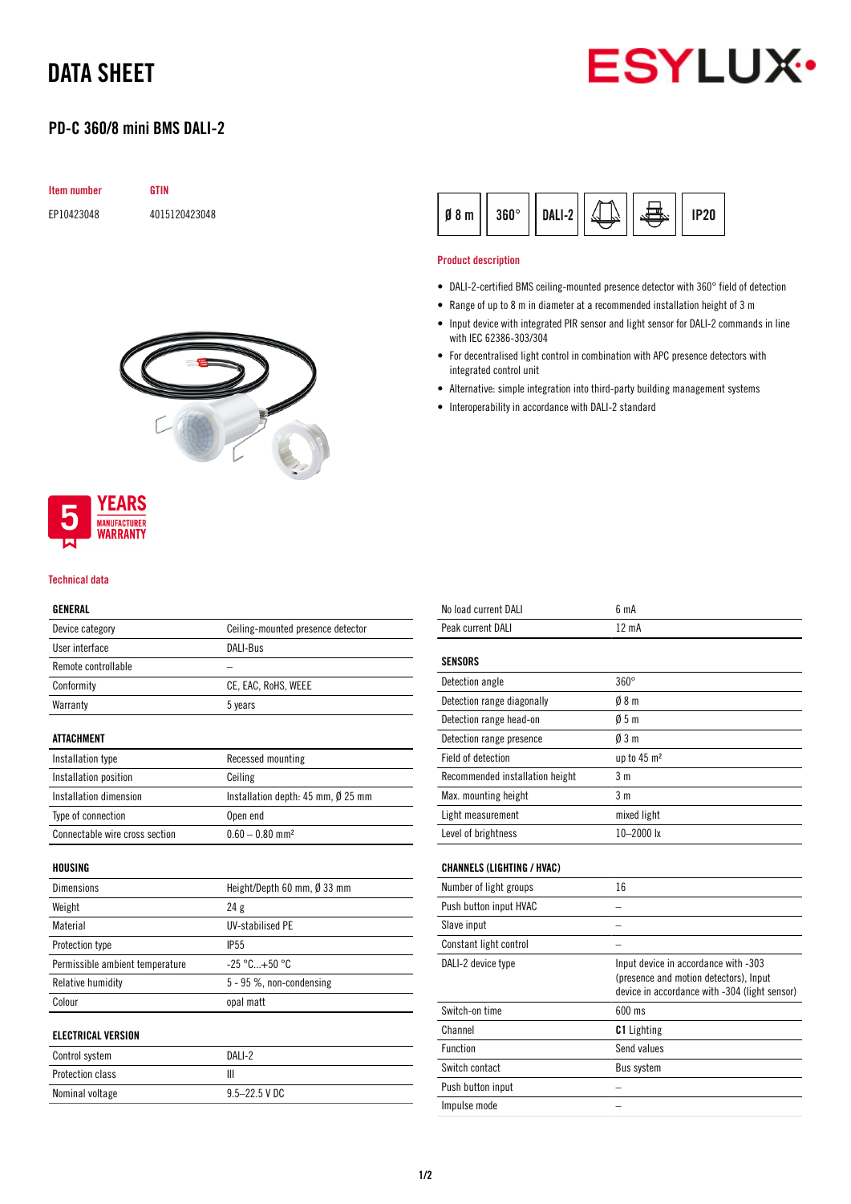# DATA SHEET

## PD-C 360/8 mini BMS DALI-2

| Item number | GTIN |
|---|---|
| EP10423048 | 4015120423048 |

Ø 8 m | 360° | DALI-2 | IP20

### Product description

- DALI-2-certified BMS ceiling-mounted presence detector with 360° field of detection
- Range of up to 8 m in diameter at a recommended installation height of 3 m
- Input device with integrated PIR sensor and light sensor for DALI-2 commands in line with IEC 62386-303/304
- For decentralised light control in combination with APC presence detectors with integrated control unit
- Alternative: simple integration into third-party building management systems
- Interoperability in accordance with DALI-2 standard

5 YEARS MANUFACTURER WARRANTY

### Technical data

| GENERAL | |
|---|---|
| Device category | Ceiling-mounted presence detector |
| User interface | DALI-Bus |
| Remote controllable | – |
| Conformity | CE, EAC, RoHS, WEEE |
| Warranty | 5 years |

| ATTACHMENT | |
|---|---|
| Installation type | Recessed mounting |
| Installation position | Ceiling |
| Installation dimension | Installation depth: 45 mm, Ø 25 mm |
| Type of connection | Open end |
| Connectable wire cross section | 0.60 – 0.80 mm² |

| HOUSING | |
|---|---|
| Dimensions | Height/Depth 60 mm, Ø 33 mm |
| Weight | 24 g |
| Material | UV-stabilised PE |
| Protection type | IP55 |
| Permissible ambient temperature | -25 °C...+50 °C |
| Relative humidity | 5 - 95 %, non-condensing |
| Colour | opal matt |

| ELECTRICAL VERSION | |
|---|---|
| Control system | DALI-2 |
| Protection class | III |
| Nominal voltage | 9.5–22.5 V DC |
| No load current DALI | 6 mA |
| Peak current DALI | 12 mA |

| SENSORS | |
|---|---|
| Detection angle | 360° |
| Detection range diagonally | Ø 8 m |
| Detection range head-on | Ø 5 m |
| Detection range presence | Ø 3 m |
| Field of detection | up to 45 m² |
| Recommended installation height | 3 m |
| Max. mounting height | 3 m |
| Light measurement | mixed light |
| Level of brightness | 10–2000 lx |

| CHANNELS (LIGHTING / HVAC) | |
|---|---|
| Number of light groups | 16 |
| Push button input HVAC | – |
| Slave input | – |
| Constant light control | – |
| DALI-2 device type | Input device in accordance with -303 (presence and motion detectors), Input device in accordance with -304 (light sensor) |
| Switch-on time | 600 ms |
| Channel | **C1** Lighting |
| Function | Send values |
| Switch contact | Bus system |
| Push button input | – |
| Impulse mode | – |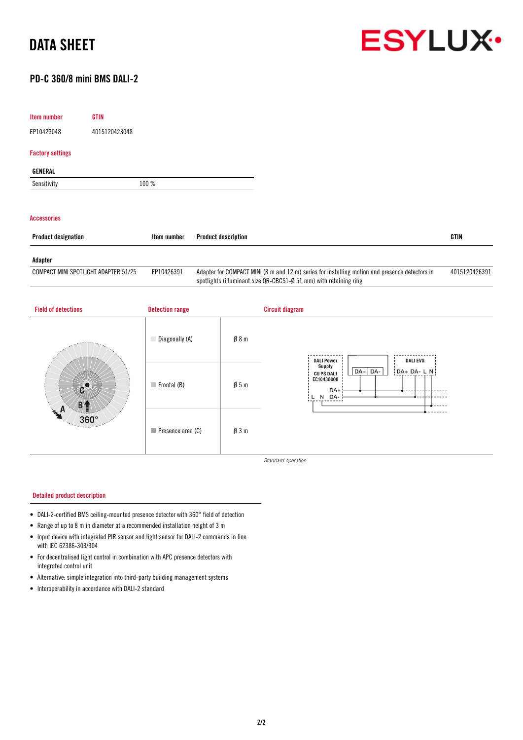# DATA SHEET

## PD-C 360/8 mini BMS DALI-2

| Item number | GTIN |
|---|---|
| EP10423048 | 4015120423048 |

### Factory settings

| GENERAL | |
|---|---|
| Sensitivity | 100 % |

### Accessories

| Product designation | Item number | Product description | GTIN |
|---|---|---|---|
| **Adapter** | | | |
| COMPACT MINI SPOTLIGHT ADAPTER 51/25 | EP10426391 | Adapter for COMPACT MINI (8 m and 12 m) series for installing motion and presence detectors in spotlights (illuminant size QR-CBC51-Ø 51 mm) with retaining ring | 4015120426391 |

### Field of detections

A
B
C
360°

### Detection range

| | |
|---|---|
| Diagonally (A) | Ø 8 m |
| Frontal (B) | Ø 5 m |
| Presence area (C) | Ø 3 m |

### Circuit diagram

DALI Power Supply
CU PS DALI
EC10430008
DA+
L N DA-
DA+ DA-
DALI EVG
DA+ DA- L N

*Standard operation*

### Detailed product description

- DALI-2-certified BMS ceiling-mounted presence detector with 360° field of detection
- Range of up to 8 m in diameter at a recommended installation height of 3 m
- Input device with integrated PIR sensor and light sensor for DALI-2 commands in line with IEC 62386-303/304
- For decentralised light control in combination with APC presence detectors with integrated control unit
- Alternative: simple integration into third-party building management systems
- Interoperability in accordance with DALI-2 standard